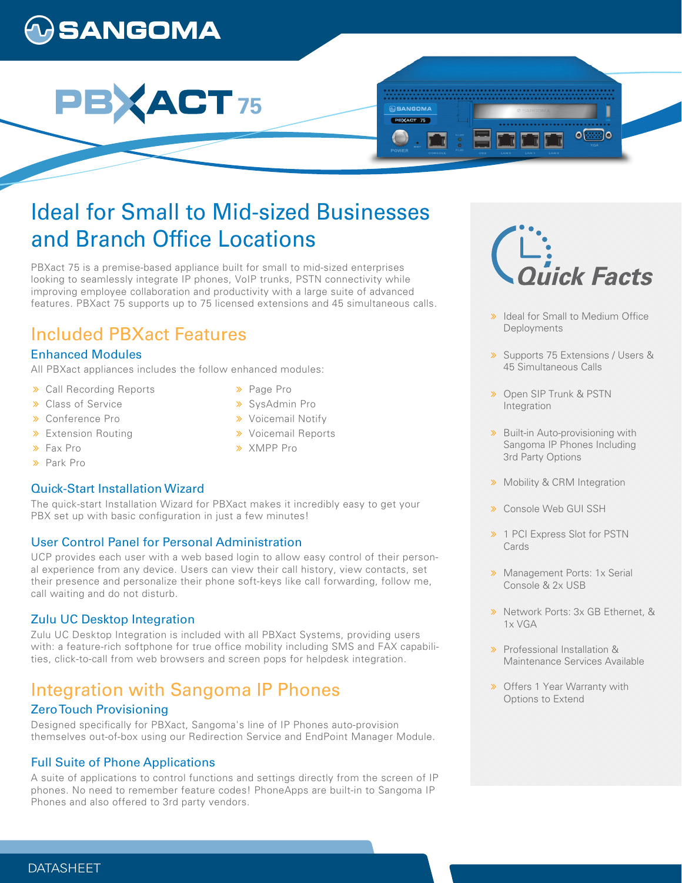# SANGOMA

# PBXACT 75

## Ideal for Small to Mid-sized Businesses and Branch Office Locations

PBXact 75 is a premise-based appliance built for small to mid-sized enterprises looking to seamlessly integrate IP phones, VoIP trunks, PSTN connectivity while improving employee collaboration and productivity with a large suite of advanced features. PBXact 75 supports up to 75 licensed extensions and 45 simultaneous calls.

## Included PBXact Features

### Enhanced Modules

All PBXact appliances includes the follow enhanced modules:

- Call Recording Reports
- Class of Service
- Conference Pro
- Extension Routing
- Fax Pro
- Park Pro
- Page Pro
- SysAdmin Pro
- Voicemail Notify
- Voicemail Reports
- XMPP Pro

### Quick-Start Installation Wizard

The quick-start Installation Wizard for PBXact makes it incredibly easy to get your PBX set up with basic configuration in just a few minutes!

### User Control Panel for Personal Administration

UCP provides each user with a web based login to allow easy control of their personal experience from any device. Users can view their call history, view contacts, set their presence and personalize their phone soft-keys like call forwarding, follow me, call waiting and do not disturb.

### Zulu UC Desktop Integration

Zulu UC Desktop Integration is included with all PBXact Systems, providing users with: a feature-rich softphone for true office mobility including SMS and FAX capabilities, click-to-call from web browsers and screen pops for helpdesk integration.

## Integration with Sangoma IP Phones

### Zero Touch Provisioning

Designed specifically for PBXact, Sangoma's line of IP Phones auto-provision themselves out-of-box using our Redirection Service and EndPoint Manager Module.

### Full Suite of Phone Applications

A suite of applications to control functions and settings directly from the screen of IP phones. No need to remember feature codes! PhoneApps are built-in to Sangoma IP Phones and also offered to 3rd party vendors.

## Quick Facts

- Ideal for Small to Medium Office Deployments
- Supports 75 Extensions / Users & 45 Simultaneous Calls
- Open SIP Trunk & PSTN Integration
- Built-in Auto-provisioning with Sangoma IP Phones Including 3rd Party Options
- Mobility & CRM Integration
- Console Web GUI SSH
- 1 PCI Express Slot for PSTN Cards
- Management Ports: 1x Serial Console & 2x USB
- Network Ports: 3x GB Ethernet, & 1x VGA
- Professional Installation & Maintenance Services Available
- Offers 1 Year Warranty with Options to Extend

DATASHEET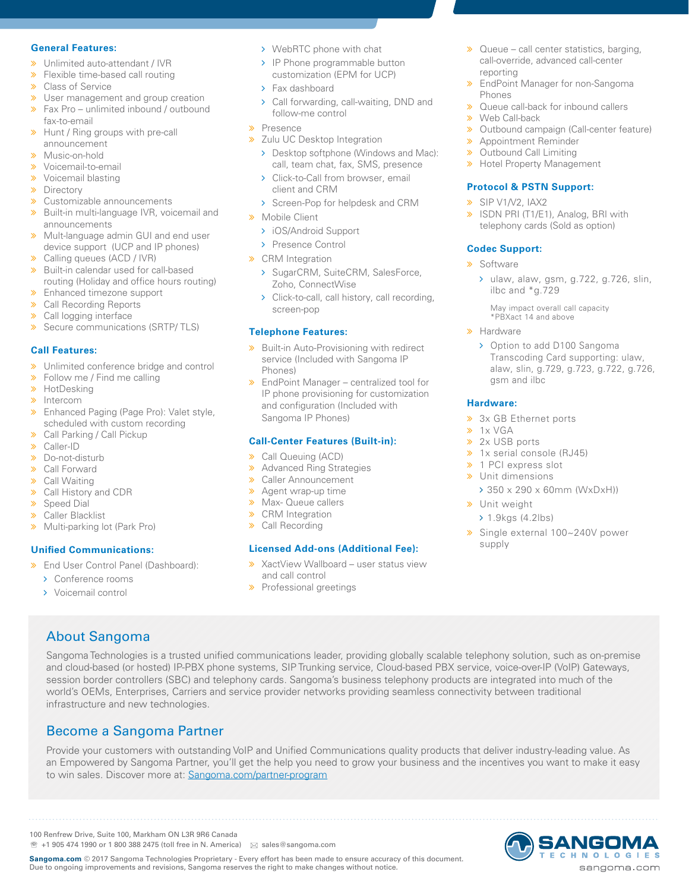## General Features:

- Unlimited auto-attendant / IVR
- Flexible time-based call routing
- Class of Service
- User management and group creation
- Fax Pro – unlimited inbound / outbound fax-to-email
- Hunt / Ring groups with pre-call announcement
- Music-on-hold
- Voicemail-to-email
- Voicemail blasting
- Directory
- Customizable announcements
- Built-in multi-language IVR, voicemail and announcements
- Mult-language admin GUI and end user device support (UCP and IP phones)
- Calling queues (ACD / IVR)
- Built-in calendar used for call-based routing (Holiday and office hours routing)
- Enhanced timezone support
- Call Recording Reports
- Call logging interface
- Secure communications (SRTP/ TLS)

## Call Features:

- Unlimited conference bridge and control
- Follow me / Find me calling
- HotDesking
- Intercom
- Enhanced Paging (Page Pro): Valet style, scheduled with custom recording
- Call Parking / Call Pickup
- Caller-ID
- Do-not-disturb
- Call Forward
- Call Waiting
- Call History and CDR
- Speed Dial
- Caller Blacklist
- Multi-parking lot (Park Pro)

## Unified Communications:

- End User Control Panel (Dashboard):
  - Conference rooms
  - Voicemail control
  - WebRTC phone with chat
  - IP Phone programmable button customization (EPM for UCP)
  - Fax dashboard
  - Call forwarding, call-waiting, DND and follow-me control
- Presence
- Zulu UC Desktop Integration
  - Desktop softphone (Windows and Mac): call, team chat, fax, SMS, presence
  - Click-to-Call from browser, email client and CRM
  - Screen-Pop for helpdesk and CRM
- Mobile Client
  - iOS/Android Support
  - Presence Control
- CRM Integration
  - SugarCRM, SuiteCRM, SalesForce, Zoho, ConnectWise
  - Click-to-call, call history, call recording, screen-pop

## Telephone Features:

- Built-in Auto-Provisioning with redirect service (Included with Sangoma IP Phones)
- EndPoint Manager – centralized tool for IP phone provisioning for customization and configuration (Included with Sangoma IP Phones)

## Call-Center Features (Built-in):

- Call Queuing (ACD)
- Advanced Ring Strategies
- Caller Announcement
- Agent wrap-up time
- Max- Queue callers
- CRM Integration
- Call Recording

## Licensed Add-ons (Additional Fee):

- XactView Wallboard – user status view and call control
- Professional greetings
- Queue – call center statistics, barging, call-override, advanced call-center reporting
- EndPoint Manager for non-Sangoma Phones
- Queue call-back for inbound callers
- Web Call-back
- Outbound campaign (Call-center feature)
- Appointment Reminder
- Outbound Call Limiting
- Hotel Property Management

## Protocol & PSTN Support:

- SIP V1/V2, IAX2
- ISDN PRI (T1/E1), Analog, BRI with telephony cards (Sold as option)

## Codec Support:

- Software
  - ulaw, alaw, gsm, g.722, g.726, slin, ilbc and *g.729

    May impact overall call capacity
    *PBXact 14 and above
- Hardware
  - Option to add D100 Sangoma Transcoding Card supporting: ulaw, alaw, slin, g.729, g.723, g.722, g.726, gsm and ilbc

## Hardware:

- 3x GB Ethernet ports
- 1x VGA
- 2x USB ports
- 1x serial console (RJ45)
- 1 PCI express slot
- Unit dimensions
  - 350 x 290 x 60mm (WxDxH))
- Unit weight
  - 1.9kgs (4.2lbs)
- Single external 100~240V power supply

## About Sangoma

Sangoma Technologies is a trusted unified communications leader, providing globally scalable telephony solution, such as on-premise and cloud-based (or hosted) IP-PBX phone systems, SIP Trunking service, Cloud-based PBX service, voice-over-IP (VoIP) Gateways, session border controllers (SBC) and telephony cards. Sangoma's business telephony products are integrated into much of the world's OEMs, Enterprises, Carriers and service provider networks providing seamless connectivity between traditional infrastructure and new technologies.

## Become a Sangoma Partner

Provide your customers with outstanding VoIP and Unified Communications quality products that deliver industry-leading value. As an Empowered by Sangoma Partner, you'll get the help you need to grow your business and the incentives you want to make it easy to win sales. Discover more at: Sangoma.com/partner-program

100 Renfrew Drive, Suite 100, Markham ON L3R 9R6 Canada
+1 905 474 1990 or 1 800 388 2475 (toll free in N. America) sales@sangoma.com

**Sangoma.com** © 2017 Sangoma Technologies Proprietary - Every effort has been made to ensure accuracy of this document. Due to ongoing improvements and revisions, Sangoma reserves the right to make changes without notice.

SANGOMA TECHNOLOGIES
sangoma.com